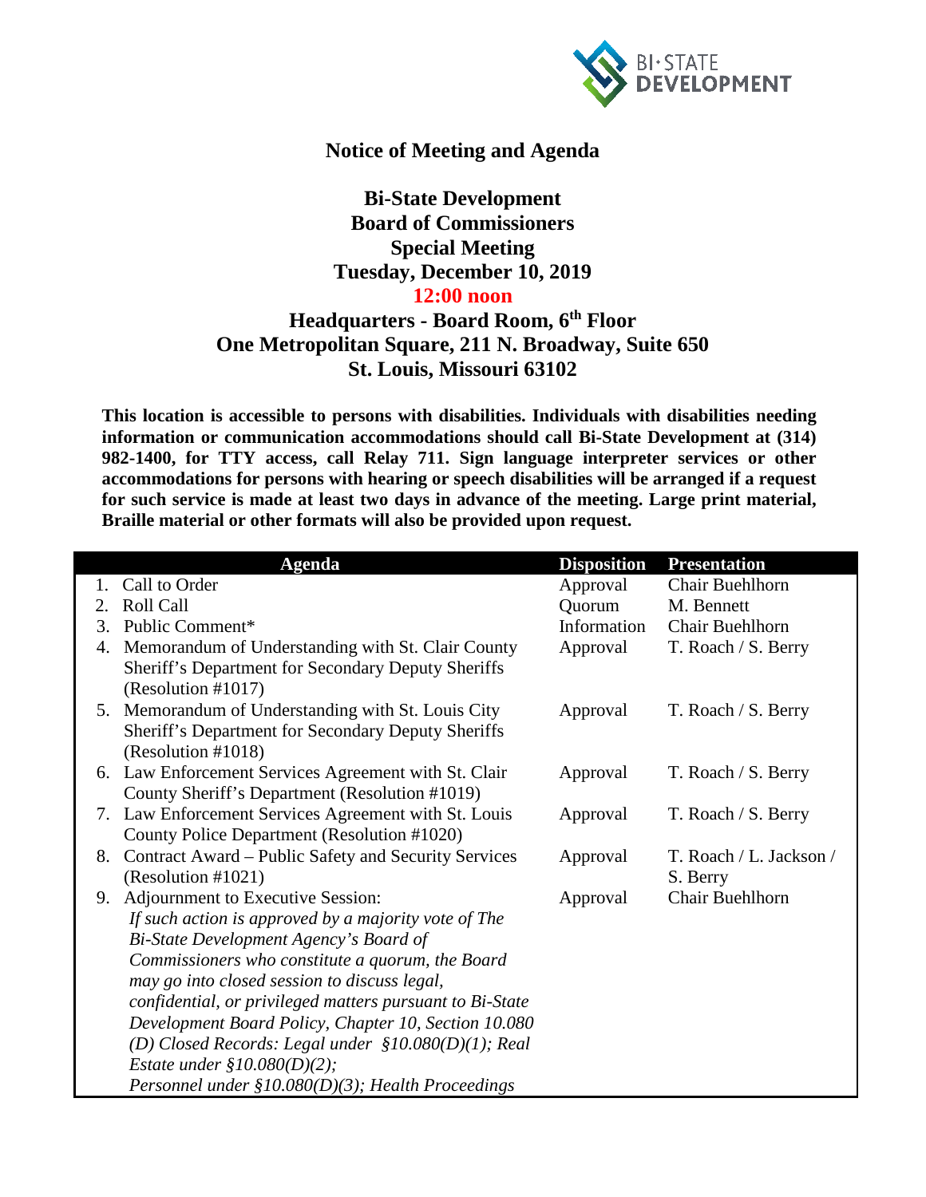# Notice of Meeting and Agenda

## Bi-State Development
## Board of Commissioners
## Special Meeting
## Tuesday, December 10, 2019
## 12:00 noon
## Headquarters - Board Room, 6th Floor
## One Metropolitan Square, 211 N. Broadway, Suite 650
## St. Louis, Missouri 63102

**This location is accessible to persons with disabilities. Individuals with disabilities needing information or communication accommodations should call Bi-State Development at (314) 982-1400, for TTY access, call Relay 711. Sign language interpreter services or other accommodations for persons with hearing or speech disabilities will be arranged if a request for such service is made at least two days in advance of the meeting. Large print material, Braille material or other formats will also be provided upon request.**

| Agenda | Disposition | Presentation |
|---|---|---|
| 1. Call to Order | Approval | Chair Buehlhorn |
| 2. Roll Call | Quorum | M. Bennett |
| 3. Public Comment* | Information | Chair Buehlhorn |
| 4. Memorandum of Understanding with St. Clair County Sheriff's Department for Secondary Deputy Sheriffs (Resolution #1017) | Approval | T. Roach / S. Berry |
| 5. Memorandum of Understanding with St. Louis City Sheriff's Department for Secondary Deputy Sheriffs (Resolution #1018) | Approval | T. Roach / S. Berry |
| 6. Law Enforcement Services Agreement with St. Clair County Sheriff's Department (Resolution #1019) | Approval | T. Roach / S. Berry |
| 7. Law Enforcement Services Agreement with St. Louis County Police Department (Resolution #1020) | Approval | T. Roach / S. Berry |
| 8. Contract Award – Public Safety and Security Services (Resolution #1021) | Approval | T. Roach / L. Jackson / S. Berry |
| 9. Adjournment to Executive Session: *If such action is approved by a majority vote of The Bi-State Development Agency's Board of Commissioners who constitute a quorum, the Board may go into closed session to discuss legal, confidential, or privileged matters pursuant to Bi-State Development Board Policy, Chapter 10, Section 10.080 (D) Closed Records: Legal under §10.080(D)(1); Real Estate under §10.080(D)(2); Personnel under §10.080(D)(3); Health Proceedings* | Approval | Chair Buehlhorn |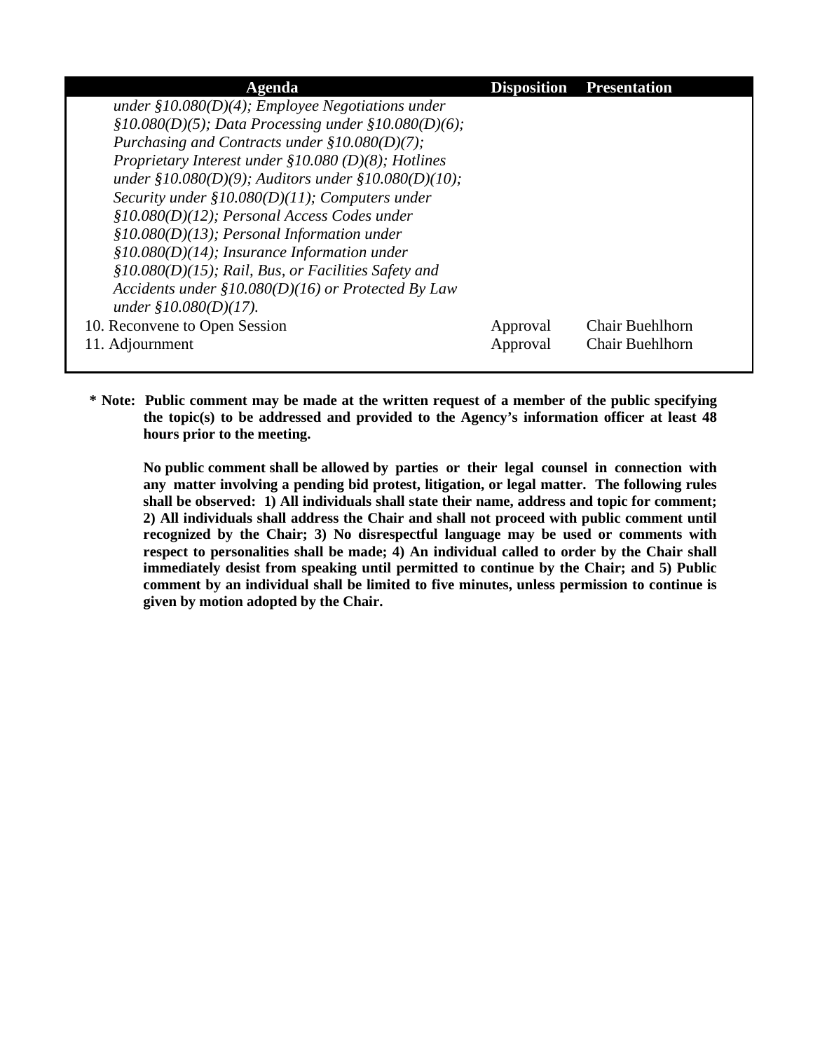| Agenda | Disposition | Presentation |
|---|---|---|
| *under §10.080(D)(4); Employee Negotiations under §10.080(D)(5); Data Processing under §10.080(D)(6); Purchasing and Contracts under §10.080(D)(7); Proprietary Interest under §10.080 (D)(8); Hotlines under §10.080(D)(9); Auditors under §10.080(D)(10); Security under §10.080(D)(11); Computers under §10.080(D)(12); Personal Access Codes under §10.080(D)(13); Personal Information under §10.080(D)(14); Insurance Information under §10.080(D)(15); Rail, Bus, or Facilities Safety and Accidents under §10.080(D)(16) or Protected By Law under §10.080(D)(17).* | | |
| 10. Reconvene to Open Session | Approval | Chair Buehlhorn |
| 11. Adjournment | Approval | Chair Buehlhorn |

**\* Note: Public comment may be made at the written request of a member of the public specifying the topic(s) to be addressed and provided to the Agency's information officer at least 48 hours prior to the meeting.**

**No public comment shall be allowed by parties or their legal counsel in connection with any matter involving a pending bid protest, litigation, or legal matter. The following rules shall be observed: 1) All individuals shall state their name, address and topic for comment; 2) All individuals shall address the Chair and shall not proceed with public comment until recognized by the Chair; 3) No disrespectful language may be used or comments with respect to personalities shall be made; 4) An individual called to order by the Chair shall immediately desist from speaking until permitted to continue by the Chair; and 5) Public comment by an individual shall be limited to five minutes, unless permission to continue is given by motion adopted by the Chair.**